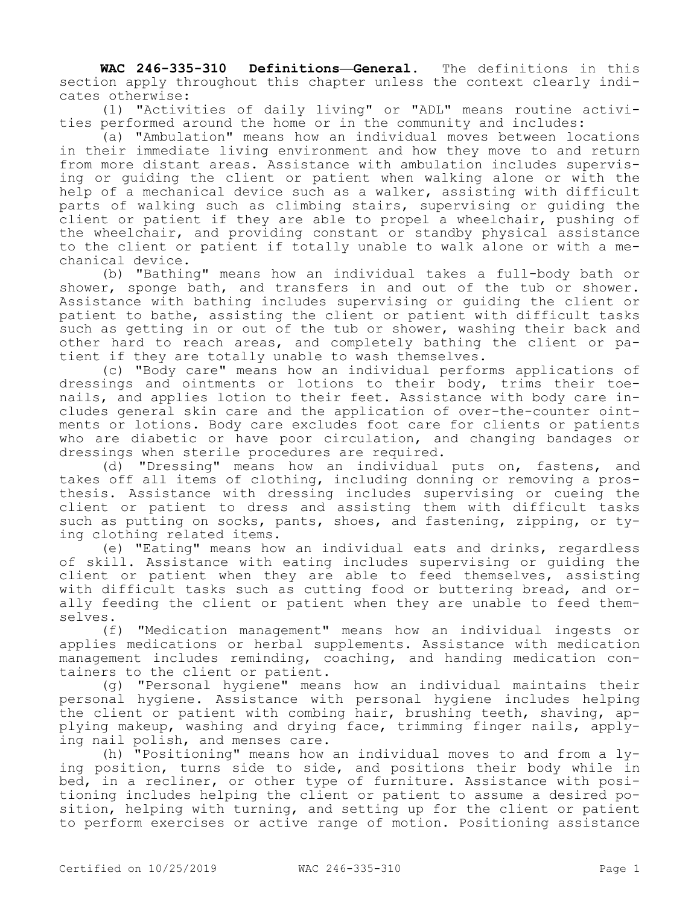**WAC 246-335-310 Definitions—General.** The definitions in this section apply throughout this chapter unless the context clearly indicates otherwise:

(1) "Activities of daily living" or "ADL" means routine activities performed around the home or in the community and includes:

(a) "Ambulation" means how an individual moves between locations in their immediate living environment and how they move to and return from more distant areas. Assistance with ambulation includes supervising or guiding the client or patient when walking alone or with the help of a mechanical device such as a walker, assisting with difficult parts of walking such as climbing stairs, supervising or guiding the client or patient if they are able to propel a wheelchair, pushing of the wheelchair, and providing constant or standby physical assistance to the client or patient if totally unable to walk alone or with a mechanical device.

(b) "Bathing" means how an individual takes a full-body bath or shower, sponge bath, and transfers in and out of the tub or shower. Assistance with bathing includes supervising or guiding the client or patient to bathe, assisting the client or patient with difficult tasks such as getting in or out of the tub or shower, washing their back and other hard to reach areas, and completely bathing the client or patient if they are totally unable to wash themselves.

(c) "Body care" means how an individual performs applications of dressings and ointments or lotions to their body, trims their toenails, and applies lotion to their feet. Assistance with body care includes general skin care and the application of over-the-counter ointments or lotions. Body care excludes foot care for clients or patients who are diabetic or have poor circulation, and changing bandages or dressings when sterile procedures are required.

(d) "Dressing" means how an individual puts on, fastens, and takes off all items of clothing, including donning or removing a prosthesis. Assistance with dressing includes supervising or cueing the client or patient to dress and assisting them with difficult tasks such as putting on socks, pants, shoes, and fastening, zipping, or tying clothing related items.

(e) "Eating" means how an individual eats and drinks, regardless of skill. Assistance with eating includes supervising or guiding the client or patient when they are able to feed themselves, assisting with difficult tasks such as cutting food or buttering bread, and orally feeding the client or patient when they are unable to feed themselves.

(f) "Medication management" means how an individual ingests or applies medications or herbal supplements. Assistance with medication management includes reminding, coaching, and handing medication containers to the client or patient.

(g) "Personal hygiene" means how an individual maintains their personal hygiene. Assistance with personal hygiene includes helping the client or patient with combing hair, brushing teeth, shaving, applying makeup, washing and drying face, trimming finger nails, applying nail polish, and menses care.

(h) "Positioning" means how an individual moves to and from a lying position, turns side to side, and positions their body while in bed, in a recliner, or other type of furniture. Assistance with positioning includes helping the client or patient to assume a desired position, helping with turning, and setting up for the client or patient to perform exercises or active range of motion. Positioning assistance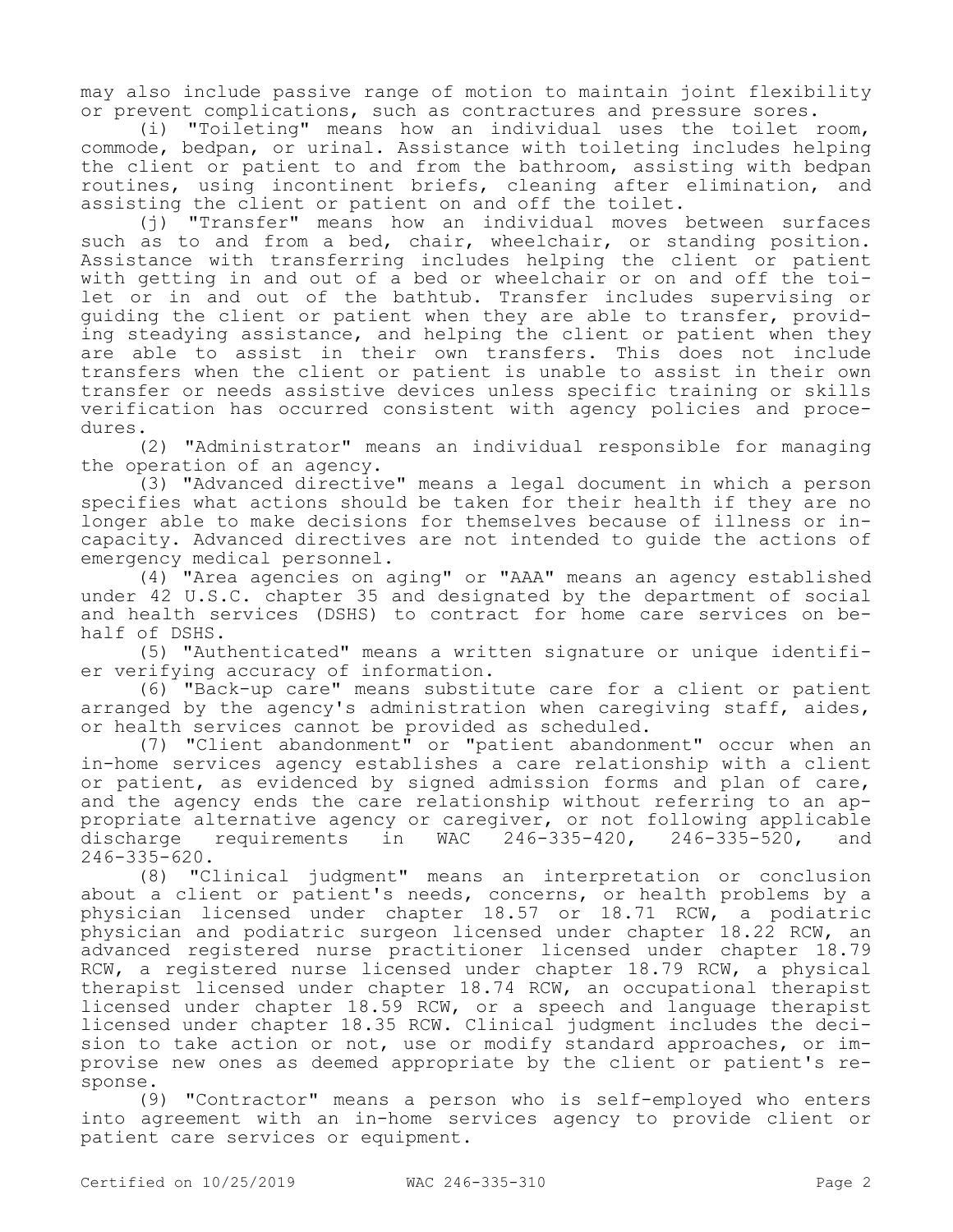may also include passive range of motion to maintain joint flexibility or prevent complications, such as contractures and pressure sores.

(i) "Toileting" means how an individual uses the toilet room, commode, bedpan, or urinal. Assistance with toileting includes helping the client or patient to and from the bathroom, assisting with bedpan routines, using incontinent briefs, cleaning after elimination, and assisting the client or patient on and off the toilet.

(j) "Transfer" means how an individual moves between surfaces such as to and from a bed, chair, wheelchair, or standing position. Assistance with transferring includes helping the client or patient with getting in and out of a bed or wheelchair or on and off the toilet or in and out of the bathtub. Transfer includes supervising or guiding the client or patient when they are able to transfer, providing steadying assistance, and helping the client or patient when they are able to assist in their own transfers. This does not include transfers when the client or patient is unable to assist in their own transfer or needs assistive devices unless specific training or skills verification has occurred consistent with agency policies and procedures.

(2) "Administrator" means an individual responsible for managing the operation of an agency.

(3) "Advanced directive" means a legal document in which a person specifies what actions should be taken for their health if they are no longer able to make decisions for themselves because of illness or incapacity. Advanced directives are not intended to guide the actions of emergency medical personnel.

(4) "Area agencies on aging" or "AAA" means an agency established under 42 U.S.C. chapter 35 and designated by the department of social and health services (DSHS) to contract for home care services on behalf of DSHS.

(5) "Authenticated" means a written signature or unique identifier verifying accuracy of information.

(6) "Back-up care" means substitute care for a client or patient arranged by the agency's administration when caregiving staff, aides, or health services cannot be provided as scheduled.

(7) "Client abandonment" or "patient abandonment" occur when an in-home services agency establishes a care relationship with a client or patient, as evidenced by signed admission forms and plan of care, and the agency ends the care relationship without referring to an appropriate alternative agency or caregiver, or not following applicable discharge requirements in WAC 246-335-420, 246-335-520, and 246-335-620.

(8) "Clinical judgment" means an interpretation or conclusion about a client or patient's needs, concerns, or health problems by a physician licensed under chapter 18.57 or 18.71 RCW, a podiatric physician and podiatric surgeon licensed under chapter 18.22 RCW, an advanced registered nurse practitioner licensed under chapter 18.79 RCW, a registered nurse licensed under chapter 18.79 RCW, a physical therapist licensed under chapter 18.74 RCW, an occupational therapist licensed under chapter 18.59 RCW, or a speech and language therapist licensed under chapter 18.35 RCW. Clinical judgment includes the decision to take action or not, use or modify standard approaches, or improvise new ones as deemed appropriate by the client or patient's response.

(9) "Contractor" means a person who is self-employed who enters into agreement with an in-home services agency to provide client or patient care services or equipment.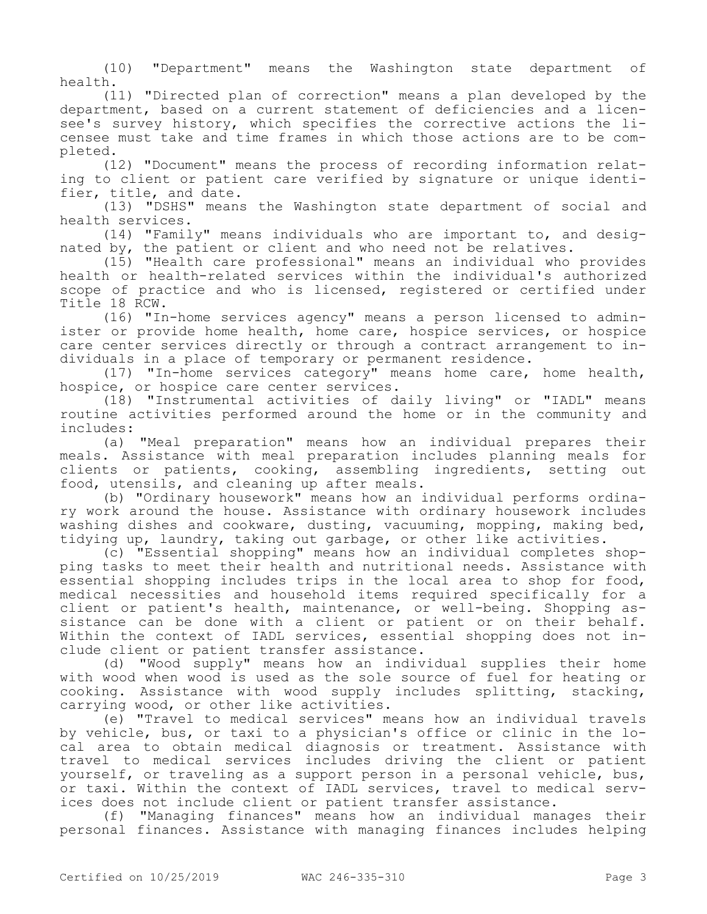(10) "Department" means the Washington state department of health.

(11) "Directed plan of correction" means a plan developed by the department, based on a current statement of deficiencies and a licensee's survey history, which specifies the corrective actions the licensee must take and time frames in which those actions are to be completed.

(12) "Document" means the process of recording information relating to client or patient care verified by signature or unique identifier, title, and date.

(13) "DSHS" means the Washington state department of social and health services.

(14) "Family" means individuals who are important to, and designated by, the patient or client and who need not be relatives.

(15) "Health care professional" means an individual who provides health or health-related services within the individual's authorized scope of practice and who is licensed, registered or certified under Title 18 RCW.

(16) "In-home services agency" means a person licensed to administer or provide home health, home care, hospice services, or hospice care center services directly or through a contract arrangement to individuals in a place of temporary or permanent residence.

(17) "In-home services category" means home care, home health, hospice, or hospice care center services.

(18) "Instrumental activities of daily living" or "IADL" means routine activities performed around the home or in the community and includes:

(a) "Meal preparation" means how an individual prepares their meals. Assistance with meal preparation includes planning meals for clients or patients, cooking, assembling ingredients, setting out food, utensils, and cleaning up after meals.

(b) "Ordinary housework" means how an individual performs ordinary work around the house. Assistance with ordinary housework includes washing dishes and cookware, dusting, vacuuming, mopping, making bed, tidying up, laundry, taking out garbage, or other like activities.

(c) "Essential shopping" means how an individual completes shopping tasks to meet their health and nutritional needs. Assistance with essential shopping includes trips in the local area to shop for food, medical necessities and household items required specifically for a client or patient's health, maintenance, or well-being. Shopping assistance can be done with a client or patient or on their behalf. Within the context of IADL services, essential shopping does not include client or patient transfer assistance.

(d) "Wood supply" means how an individual supplies their home with wood when wood is used as the sole source of fuel for heating or cooking. Assistance with wood supply includes splitting, stacking, carrying wood, or other like activities.

(e) "Travel to medical services" means how an individual travels by vehicle, bus, or taxi to a physician's office or clinic in the local area to obtain medical diagnosis or treatment. Assistance with travel to medical services includes driving the client or patient yourself, or traveling as a support person in a personal vehicle, bus, or taxi. Within the context of IADL services, travel to medical services does not include client or patient transfer assistance.

(f) "Managing finances" means how an individual manages their personal finances. Assistance with managing finances includes helping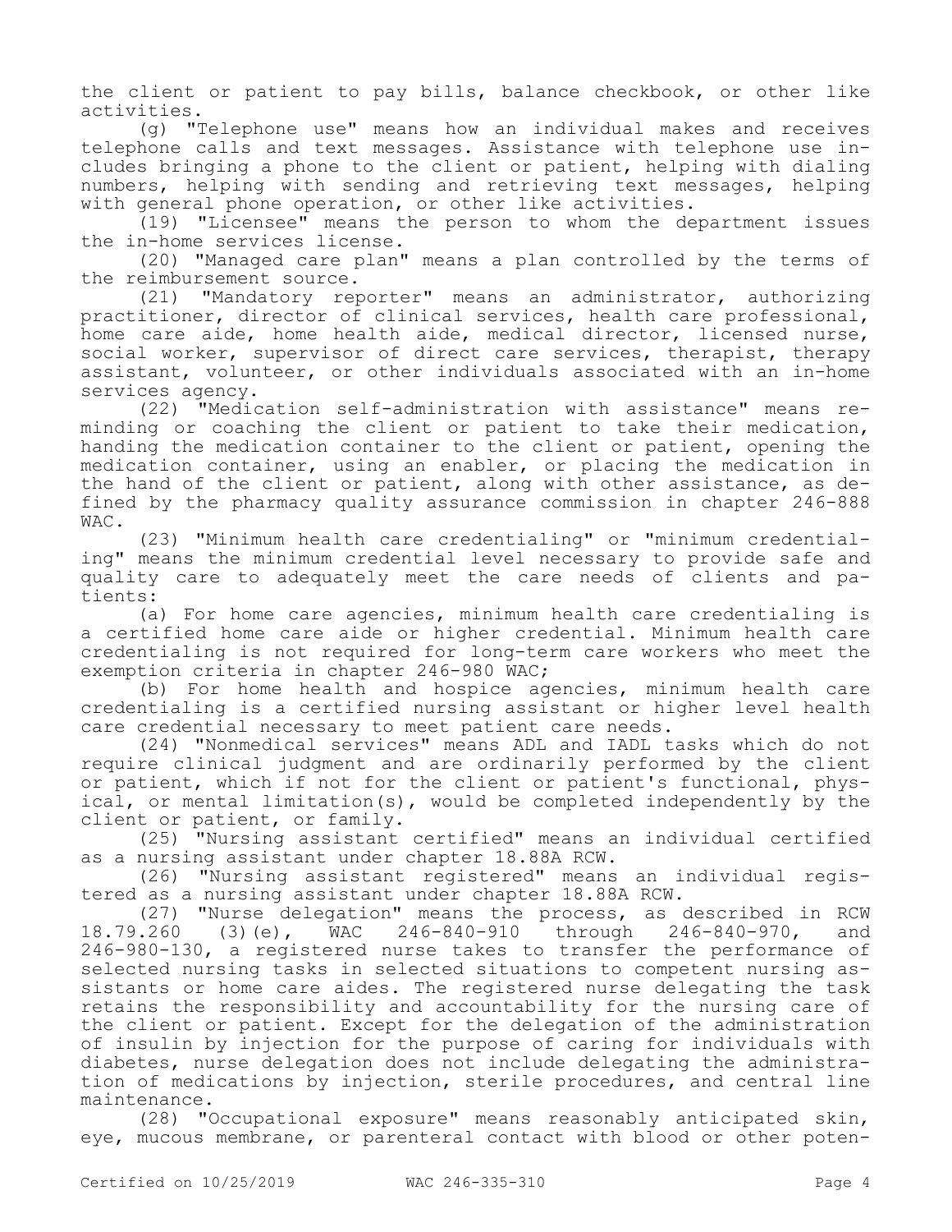the client or patient to pay bills, balance checkbook, or other like activities.

(g) "Telephone use" means how an individual makes and receives telephone calls and text messages. Assistance with telephone use includes bringing a phone to the client or patient, helping with dialing numbers, helping with sending and retrieving text messages, helping with general phone operation, or other like activities.

(19) "Licensee" means the person to whom the department issues the in-home services license.

(20) "Managed care plan" means a plan controlled by the terms of the reimbursement source.

(21) "Mandatory reporter" means an administrator, authorizing practitioner, director of clinical services, health care professional, home care aide, home health aide, medical director, licensed nurse, social worker, supervisor of direct care services, therapist, therapy assistant, volunteer, or other individuals associated with an in-home services agency.

(22) "Medication self-administration with assistance" means reminding or coaching the client or patient to take their medication, handing the medication container to the client or patient, opening the medication container, using an enabler, or placing the medication in the hand of the client or patient, along with other assistance, as defined by the pharmacy quality assurance commission in chapter 246-888 WAC.

(23) "Minimum health care credentialing" or "minimum credentialing" means the minimum credential level necessary to provide safe and quality care to adequately meet the care needs of clients and patients:

(a) For home care agencies, minimum health care credentialing is a certified home care aide or higher credential. Minimum health care credentialing is not required for long-term care workers who meet the exemption criteria in chapter 246-980 WAC;

(b) For home health and hospice agencies, minimum health care credentialing is a certified nursing assistant or higher level health care credential necessary to meet patient care needs.

(24) "Nonmedical services" means ADL and IADL tasks which do not require clinical judgment and are ordinarily performed by the client or patient, which if not for the client or patient's functional, physical, or mental limitation(s), would be completed independently by the client or patient, or family.

(25) "Nursing assistant certified" means an individual certified as a nursing assistant under chapter 18.88A RCW.

(26) "Nursing assistant registered" means an individual registered as a nursing assistant under chapter 18.88A RCW.

(27) "Nurse delegation" means the process, as described in RCW 18.79.260 (3)(e), WAC 246-840-910 through 246-840-970, and 246-980-130, a registered nurse takes to transfer the performance of selected nursing tasks in selected situations to competent nursing assistants or home care aides. The registered nurse delegating the task retains the responsibility and accountability for the nursing care of the client or patient. Except for the delegation of the administration of insulin by injection for the purpose of caring for individuals with diabetes, nurse delegation does not include delegating the administration of medications by injection, sterile procedures, and central line maintenance.

(28) "Occupational exposure" means reasonably anticipated skin, eye, mucous membrane, or parenteral contact with blood or other poten-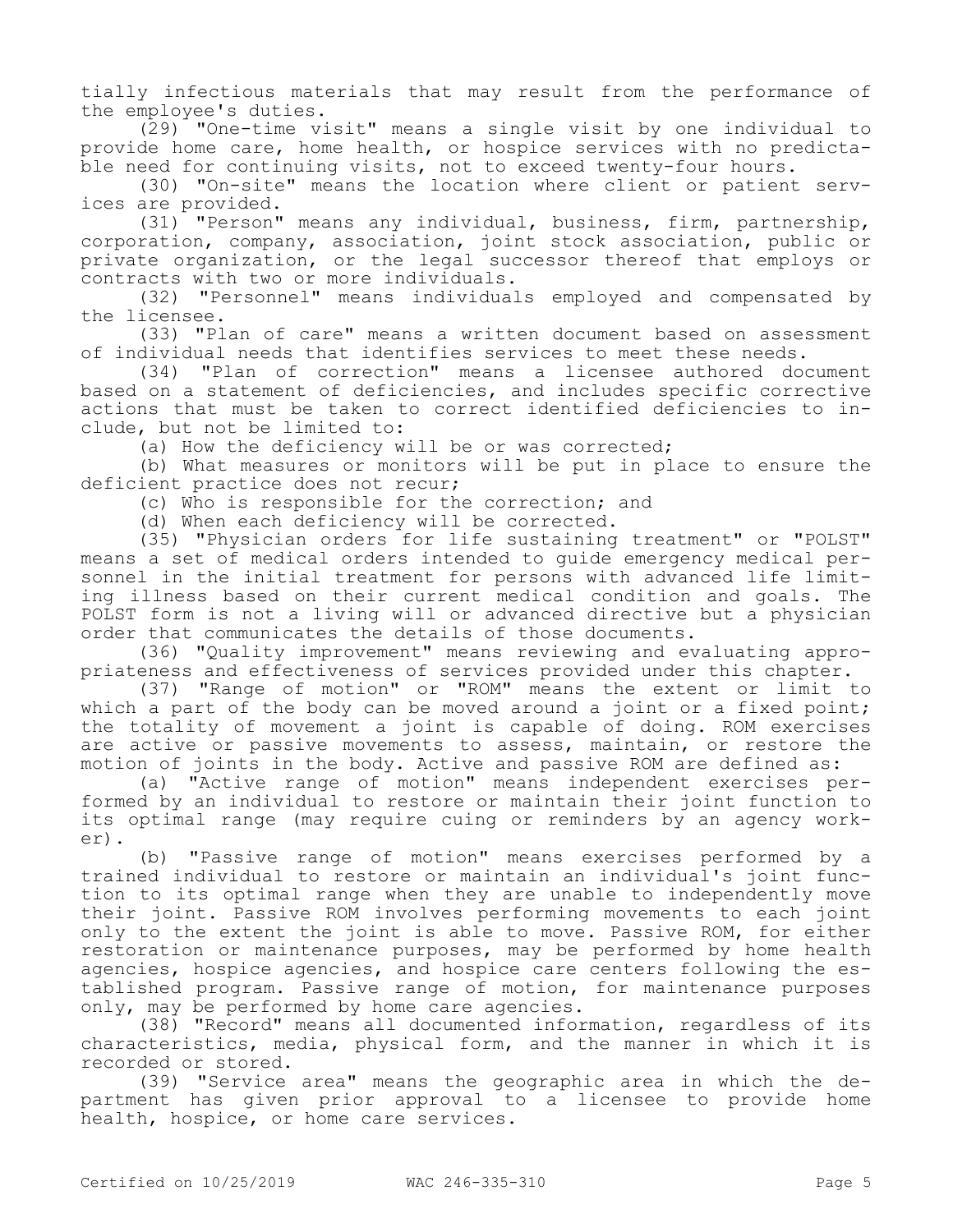tially infectious materials that may result from the performance of the employee's duties.

(29) "One-time visit" means a single visit by one individual to provide home care, home health, or hospice services with no predictable need for continuing visits, not to exceed twenty-four hours.

(30) "On-site" means the location where client or patient services are provided.

(31) "Person" means any individual, business, firm, partnership, corporation, company, association, joint stock association, public or private organization, or the legal successor thereof that employs or contracts with two or more individuals.

(32) "Personnel" means individuals employed and compensated by the licensee.

(33) "Plan of care" means a written document based on assessment of individual needs that identifies services to meet these needs.

(34) "Plan of correction" means a licensee authored document based on a statement of deficiencies, and includes specific corrective actions that must be taken to correct identified deficiencies to include, but not be limited to:

(a) How the deficiency will be or was corrected;

(b) What measures or monitors will be put in place to ensure the deficient practice does not recur;

(c) Who is responsible for the correction; and

(d) When each deficiency will be corrected.

(35) "Physician orders for life sustaining treatment" or "POLST" means a set of medical orders intended to guide emergency medical personnel in the initial treatment for persons with advanced life limiting illness based on their current medical condition and goals. The POLST form is not a living will or advanced directive but a physician order that communicates the details of those documents.

(36) "Quality improvement" means reviewing and evaluating appropriateness and effectiveness of services provided under this chapter.

(37) "Range of motion" or "ROM" means the extent or limit to which a part of the body can be moved around a joint or a fixed point; the totality of movement a joint is capable of doing. ROM exercises are active or passive movements to assess, maintain, or restore the motion of joints in the body. Active and passive ROM are defined as:

(a) "Active range of motion" means independent exercises performed by an individual to restore or maintain their joint function to its optimal range (may require cuing or reminders by an agency worker).

(b) "Passive range of motion" means exercises performed by a trained individual to restore or maintain an individual's joint function to its optimal range when they are unable to independently move their joint. Passive ROM involves performing movements to each joint only to the extent the joint is able to move. Passive ROM, for either restoration or maintenance purposes, may be performed by home health agencies, hospice agencies, and hospice care centers following the established program. Passive range of motion, for maintenance purposes only, may be performed by home care agencies.

(38) "Record" means all documented information, regardless of its characteristics, media, physical form, and the manner in which it is recorded or stored.

(39) "Service area" means the geographic area in which the department has given prior approval to a licensee to provide home health, hospice, or home care services.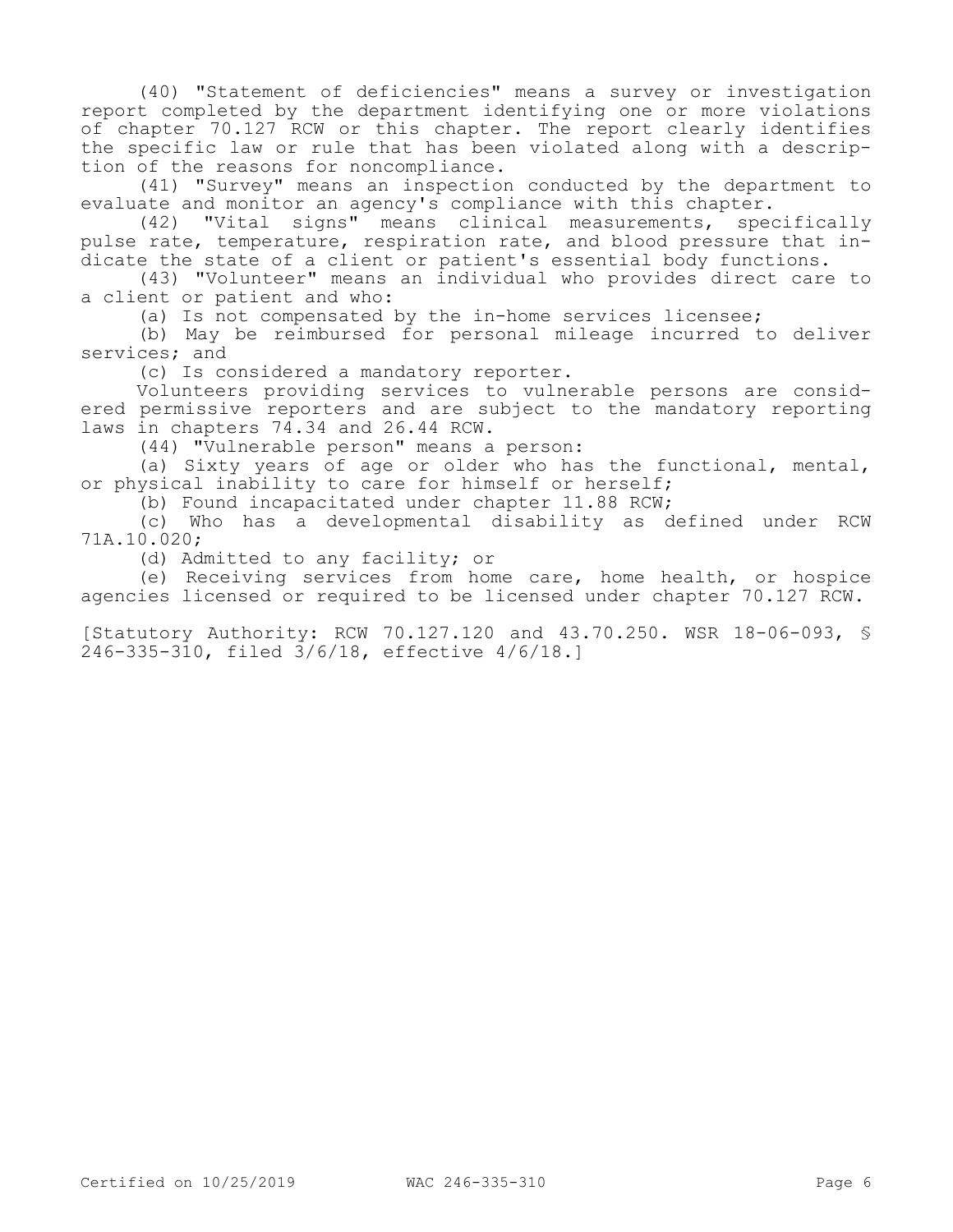(40) "Statement of deficiencies" means a survey or investigation report completed by the department identifying one or more violations of chapter 70.127 RCW or this chapter. The report clearly identifies the specific law or rule that has been violated along with a description of the reasons for noncompliance.

(41) "Survey" means an inspection conducted by the department to evaluate and monitor an agency's compliance with this chapter.

(42) "Vital signs" means clinical measurements, specifically pulse rate, temperature, respiration rate, and blood pressure that indicate the state of a client or patient's essential body functions.

(43) "Volunteer" means an individual who provides direct care to a client or patient and who:

(a) Is not compensated by the in-home services licensee;

(b) May be reimbursed for personal mileage incurred to deliver services; and

(c) Is considered a mandatory reporter.

Volunteers providing services to vulnerable persons are considered permissive reporters and are subject to the mandatory reporting laws in chapters 74.34 and 26.44 RCW.

(44) "Vulnerable person" means a person:

(a) Sixty years of age or older who has the functional, mental, or physical inability to care for himself or herself;

(b) Found incapacitated under chapter 11.88 RCW;

(c) Who has a developmental disability as defined under RCW 71A.10.020;

(d) Admitted to any facility; or

(e) Receiving services from home care, home health, or hospice agencies licensed or required to be licensed under chapter 70.127 RCW.

[Statutory Authority: RCW 70.127.120 and 43.70.250. WSR 18-06-093, § 246-335-310, filed 3/6/18, effective 4/6/18.]